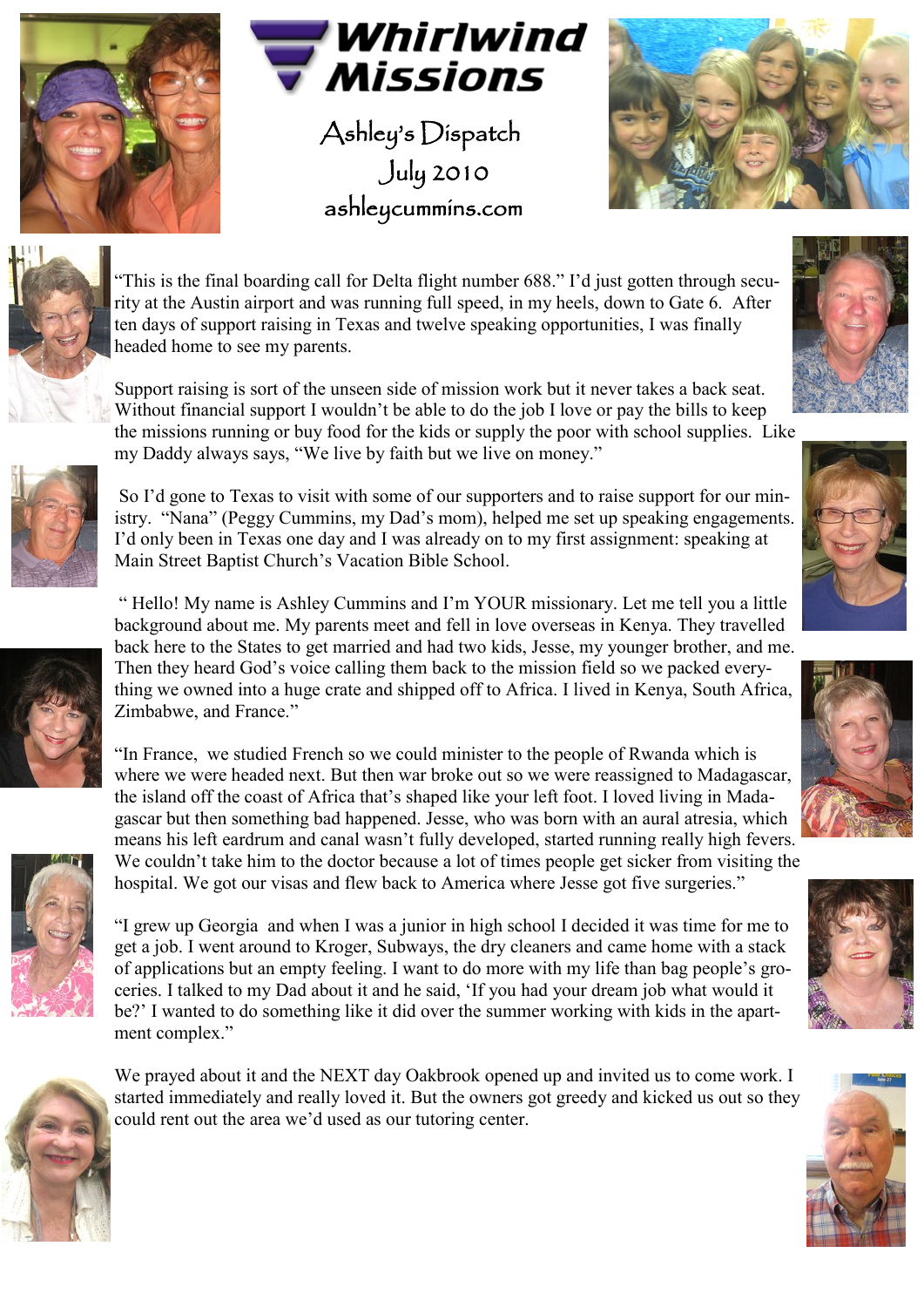# Whirlwind Missions

## Ashley's Dispatch
## July 2010
ashleycummins.com

"This is the final boarding call for Delta flight number 688." I'd just gotten through security at the Austin airport and was running full speed, in my heels, down to Gate 6. After ten days of support raising in Texas and twelve speaking opportunities, I was finally headed home to see my parents.

Support raising is sort of the unseen side of mission work but it never takes a back seat. Without financial support I wouldn't be able to do the job I love or pay the bills to keep the missions running or buy food for the kids or supply the poor with school supplies. Like my Daddy always says, "We live by faith but we live on money."

So I'd gone to Texas to visit with some of our supporters and to raise support for our ministry. "Nana" (Peggy Cummins, my Dad's mom), helped me set up speaking engagements. I'd only been in Texas one day and I was already on to my first assignment: speaking at Main Street Baptist Church's Vacation Bible School.

" Hello! My name is Ashley Cummins and I'm YOUR missionary. Let me tell you a little background about me. My parents meet and fell in love overseas in Kenya. They travelled back here to the States to get married and had two kids, Jesse, my younger brother, and me. Then they heard God's voice calling them back to the mission field so we packed everything we owned into a huge crate and shipped off to Africa. I lived in Kenya, South Africa, Zimbabwe, and France."

"In France, we studied French so we could minister to the people of Rwanda which is where we were headed next. But then war broke out so we were reassigned to Madagascar, the island off the coast of Africa that's shaped like your left foot. I loved living in Madagascar but then something bad happened. Jesse, who was born with an aural atresia, which means his left eardrum and canal wasn't fully developed, started running really high fevers. We couldn't take him to the doctor because a lot of times people get sicker from visiting the hospital. We got our visas and flew back to America where Jesse got five surgeries."

"I grew up Georgia and when I was a junior in high school I decided it was time for me to get a job. I went around to Kroger, Subways, the dry cleaners and came home with a stack of applications but an empty feeling. I want to do more with my life than bag people's groceries. I talked to my Dad about it and he said, 'If you had your dream job what would it be?' I wanted to do something like it did over the summer working with kids in the apartment complex."

We prayed about it and the NEXT day Oakbrook opened up and invited us to come work. I started immediately and really loved it. But the owners got greedy and kicked us out so they could rent out the area we'd used as our tutoring center.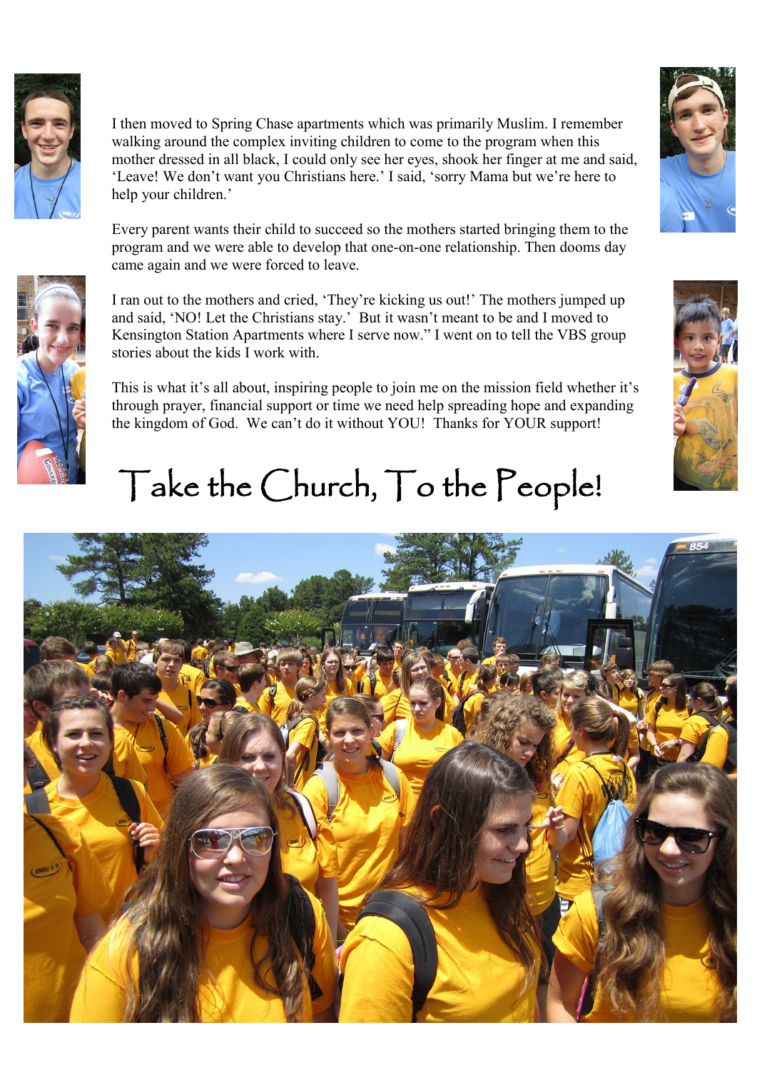I then moved to Spring Chase apartments which was primarily Muslim. I remember walking around the complex inviting children to come to the program when this mother dressed in all black, I could only see her eyes, shook her finger at me and said, 'Leave! We don't want you Christians here.' I said, 'sorry Mama but we're here to help your children.'

Every parent wants their child to succeed so the mothers started bringing them to the program and we were able to develop that one-on-one relationship. Then dooms day came again and we were forced to leave.

I ran out to the mothers and cried, 'They're kicking us out!' The mothers jumped up and said, 'NO! Let the Christians stay.' But it wasn't meant to be and I moved to Kensington Station Apartments where I serve now." I went on to tell the VBS group stories about the kids I work with.

This is what it's all about, inspiring people to join me on the mission field whether it's through prayer, financial support or time we need help spreading hope and expanding the kingdom of God. We can't do it without YOU! Thanks for YOUR support!

# Take the Church, To the People!